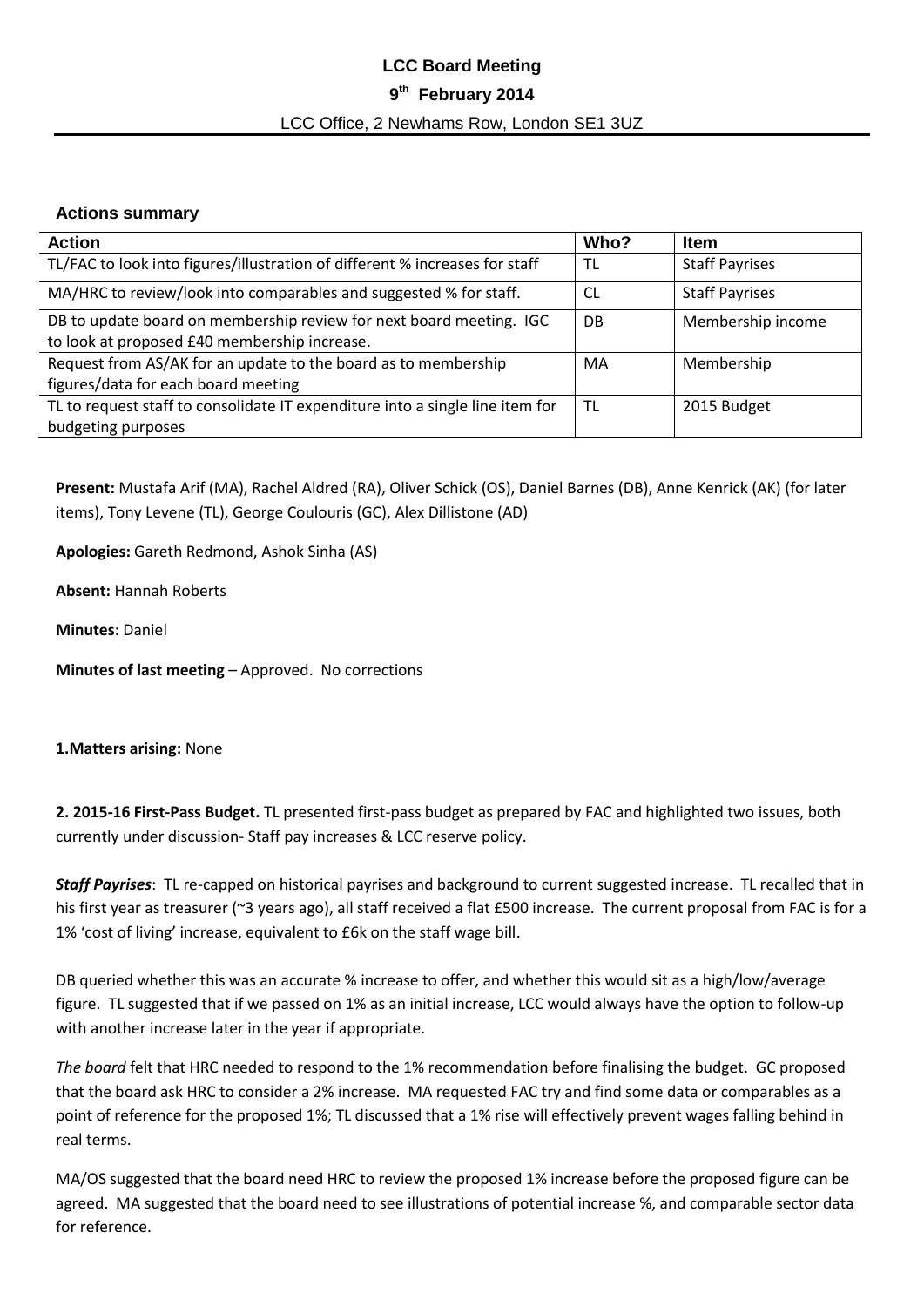# LCC Board Meeting

## 9th February 2014

LCC Office, 2 Newhams Row, London SE1 3UZ

### Actions summary

| Action | Who? | Item |
|---|---|---|
| TL/FAC to look into figures/illustration of different % increases for staff | TL | Staff Payrises |
| MA/HRC to review/look into comparables and suggested % for staff. | CL | Staff Payrises |
| DB to update board on membership review for next board meeting. IGC to look at proposed £40 membership increase. | DB | Membership income |
| Request from AS/AK for an update to the board as to membership figures/data for each board meeting | MA | Membership |
| TL to request staff to consolidate IT expenditure into a single line item for budgeting purposes | TL | 2015 Budget |

**Present:** Mustafa Arif (MA), Rachel Aldred (RA), Oliver Schick (OS), Daniel Barnes (DB), Anne Kenrick (AK) (for later items), Tony Levene (TL), George Coulouris (GC), Alex Dillistone (AD)

**Apologies:** Gareth Redmond, Ashok Sinha (AS)

**Absent:** Hannah Roberts

**Minutes**: Daniel

**Minutes of last meeting** – Approved. No corrections

**1.Matters arising:** None

**2. 2015-16 First-Pass Budget.** TL presented first-pass budget as prepared by FAC and highlighted two issues, both currently under discussion- Staff pay increases & LCC reserve policy.

***Staff Payrises***: TL re-capped on historical payrises and background to current suggested increase. TL recalled that in his first year as treasurer (~3 years ago), all staff received a flat £500 increase. The current proposal from FAC is for a 1% 'cost of living' increase, equivalent to £6k on the staff wage bill.

DB queried whether this was an accurate % increase to offer, and whether this would sit as a high/low/average figure. TL suggested that if we passed on 1% as an initial increase, LCC would always have the option to follow-up with another increase later in the year if appropriate.

*The board* felt that HRC needed to respond to the 1% recommendation before finalising the budget. GC proposed that the board ask HRC to consider a 2% increase. MA requested FAC try and find some data or comparables as a point of reference for the proposed 1%; TL discussed that a 1% rise will effectively prevent wages falling behind in real terms.

MA/OS suggested that the board need HRC to review the proposed 1% increase before the proposed figure can be agreed. MA suggested that the board need to see illustrations of potential increase %, and comparable sector data for reference.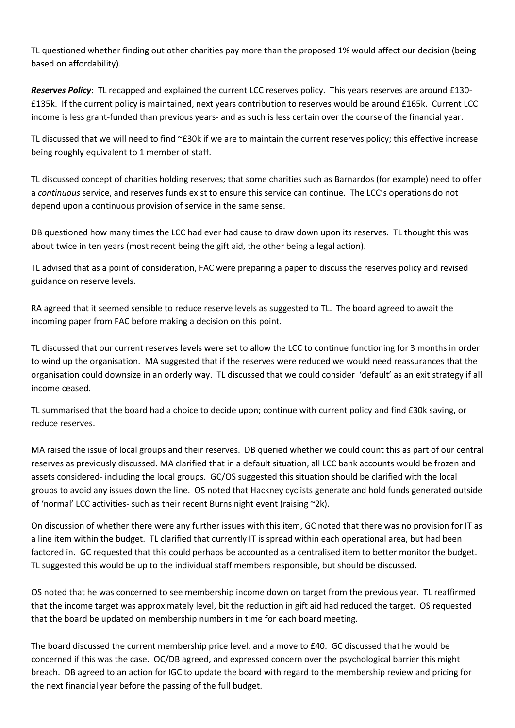TL questioned whether finding out other charities pay more than the proposed 1% would affect our decision (being based on affordability).

***Reserves Policy***: TL recapped and explained the current LCC reserves policy. This years reserves are around £130-£135k. If the current policy is maintained, next years contribution to reserves would be around £165k. Current LCC income is less grant-funded than previous years- and as such is less certain over the course of the financial year.

TL discussed that we will need to find ~£30k if we are to maintain the current reserves policy; this effective increase being roughly equivalent to 1 member of staff.

TL discussed concept of charities holding reserves; that some charities such as Barnardos (for example) need to offer a *continuous* service, and reserves funds exist to ensure this service can continue. The LCC's operations do not depend upon a continuous provision of service in the same sense.

DB questioned how many times the LCC had ever had cause to draw down upon its reserves. TL thought this was about twice in ten years (most recent being the gift aid, the other being a legal action).

TL advised that as a point of consideration, FAC were preparing a paper to discuss the reserves policy and revised guidance on reserve levels.

RA agreed that it seemed sensible to reduce reserve levels as suggested to TL. The board agreed to await the incoming paper from FAC before making a decision on this point.

TL discussed that our current reserves levels were set to allow the LCC to continue functioning for 3 months in order to wind up the organisation. MA suggested that if the reserves were reduced we would need reassurances that the organisation could downsize in an orderly way. TL discussed that we could consider 'default' as an exit strategy if all income ceased.

TL summarised that the board had a choice to decide upon; continue with current policy and find £30k saving, or reduce reserves.

MA raised the issue of local groups and their reserves. DB queried whether we could count this as part of our central reserves as previously discussed. MA clarified that in a default situation, all LCC bank accounts would be frozen and assets considered- including the local groups. GC/OS suggested this situation should be clarified with the local groups to avoid any issues down the line. OS noted that Hackney cyclists generate and hold funds generated outside of 'normal' LCC activities- such as their recent Burns night event (raising ~2k).

On discussion of whether there were any further issues with this item, GC noted that there was no provision for IT as a line item within the budget. TL clarified that currently IT is spread within each operational area, but had been factored in. GC requested that this could perhaps be accounted as a centralised item to better monitor the budget. TL suggested this would be up to the individual staff members responsible, but should be discussed.

OS noted that he was concerned to see membership income down on target from the previous year. TL reaffirmed that the income target was approximately level, bit the reduction in gift aid had reduced the target. OS requested that the board be updated on membership numbers in time for each board meeting.

The board discussed the current membership price level, and a move to £40. GC discussed that he would be concerned if this was the case. OC/DB agreed, and expressed concern over the psychological barrier this might breach. DB agreed to an action for IGC to update the board with regard to the membership review and pricing for the next financial year before the passing of the full budget.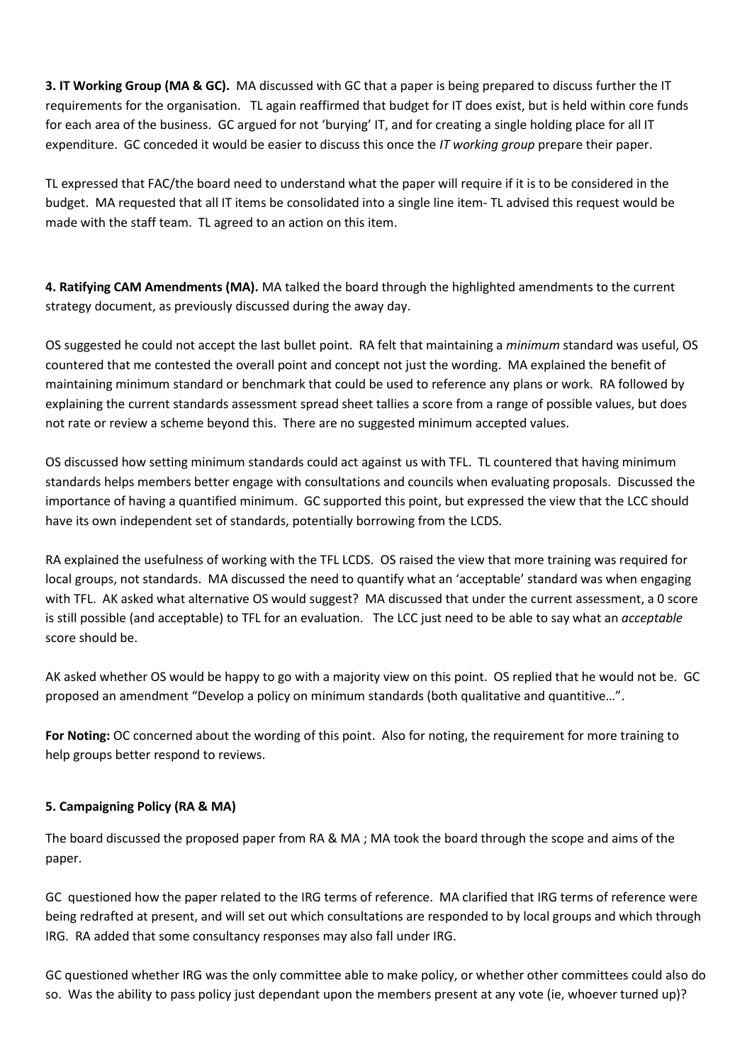**3. IT Working Group (MA & GC).** MA discussed with GC that a paper is being prepared to discuss further the IT requirements for the organisation. TL again reaffirmed that budget for IT does exist, but is held within core funds for each area of the business. GC argued for not 'burying' IT, and for creating a single holding place for all IT expenditure. GC conceded it would be easier to discuss this once the *IT working group* prepare their paper.

TL expressed that FAC/the board need to understand what the paper will require if it is to be considered in the budget. MA requested that all IT items be consolidated into a single line item- TL advised this request would be made with the staff team. TL agreed to an action on this item.

**4. Ratifying CAM Amendments (MA).** MA talked the board through the highlighted amendments to the current strategy document, as previously discussed during the away day.

OS suggested he could not accept the last bullet point. RA felt that maintaining a *minimum* standard was useful, OS countered that me contested the overall point and concept not just the wording. MA explained the benefit of maintaining minimum standard or benchmark that could be used to reference any plans or work. RA followed by explaining the current standards assessment spread sheet tallies a score from a range of possible values, but does not rate or review a scheme beyond this. There are no suggested minimum accepted values.

OS discussed how setting minimum standards could act against us with TFL. TL countered that having minimum standards helps members better engage with consultations and councils when evaluating proposals. Discussed the importance of having a quantified minimum. GC supported this point, but expressed the view that the LCC should have its own independent set of standards, potentially borrowing from the LCDS.

RA explained the usefulness of working with the TFL LCDS. OS raised the view that more training was required for local groups, not standards. MA discussed the need to quantify what an 'acceptable' standard was when engaging with TFL. AK asked what alternative OS would suggest? MA discussed that under the current assessment, a 0 score is still possible (and acceptable) to TFL for an evaluation. The LCC just need to be able to say what an *acceptable* score should be.

AK asked whether OS would be happy to go with a majority view on this point. OS replied that he would not be. GC proposed an amendment "Develop a policy on minimum standards (both qualitative and quantitive…".

**For Noting:** OC concerned about the wording of this point. Also for noting, the requirement for more training to help groups better respond to reviews.

**5. Campaigning Policy (RA & MA)**

The board discussed the proposed paper from RA & MA ; MA took the board through the scope and aims of the paper.

GC questioned how the paper related to the IRG terms of reference. MA clarified that IRG terms of reference were being redrafted at present, and will set out which consultations are responded to by local groups and which through IRG. RA added that some consultancy responses may also fall under IRG.

GC questioned whether IRG was the only committee able to make policy, or whether other committees could also do so. Was the ability to pass policy just dependant upon the members present at any vote (ie, whoever turned up)?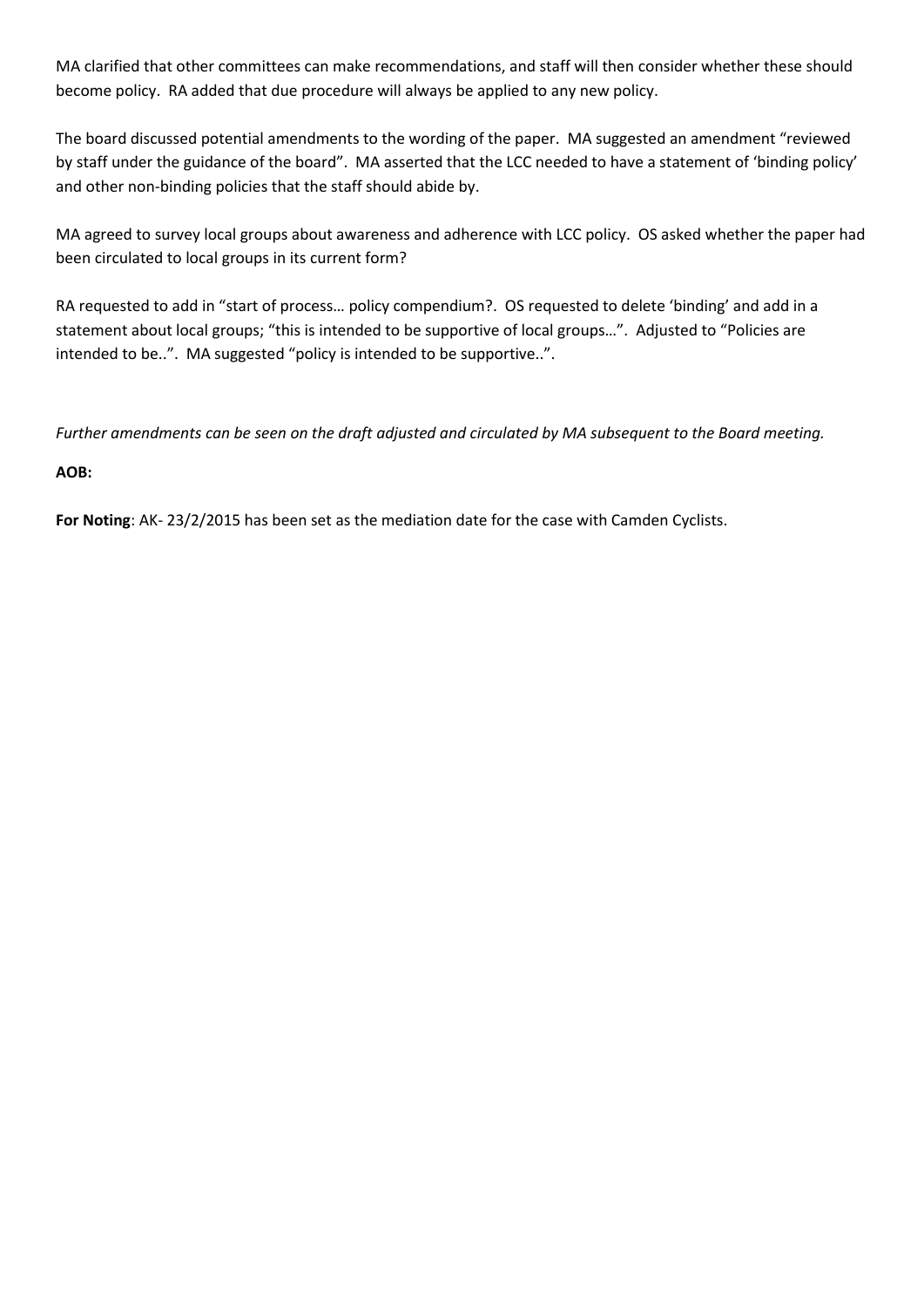MA clarified that other committees can make recommendations, and staff will then consider whether these should become policy. RA added that due procedure will always be applied to any new policy.

The board discussed potential amendments to the wording of the paper. MA suggested an amendment "reviewed by staff under the guidance of the board". MA asserted that the LCC needed to have a statement of 'binding policy' and other non-binding policies that the staff should abide by.

MA agreed to survey local groups about awareness and adherence with LCC policy. OS asked whether the paper had been circulated to local groups in its current form?

RA requested to add in "start of process… policy compendium?. OS requested to delete 'binding' and add in a statement about local groups; "this is intended to be supportive of local groups…". Adjusted to "Policies are intended to be..". MA suggested "policy is intended to be supportive..".

*Further amendments can be seen on the draft adjusted and circulated by MA subsequent to the Board meeting.*

**AOB:**

**For Noting**: AK- 23/2/2015 has been set as the mediation date for the case with Camden Cyclists.